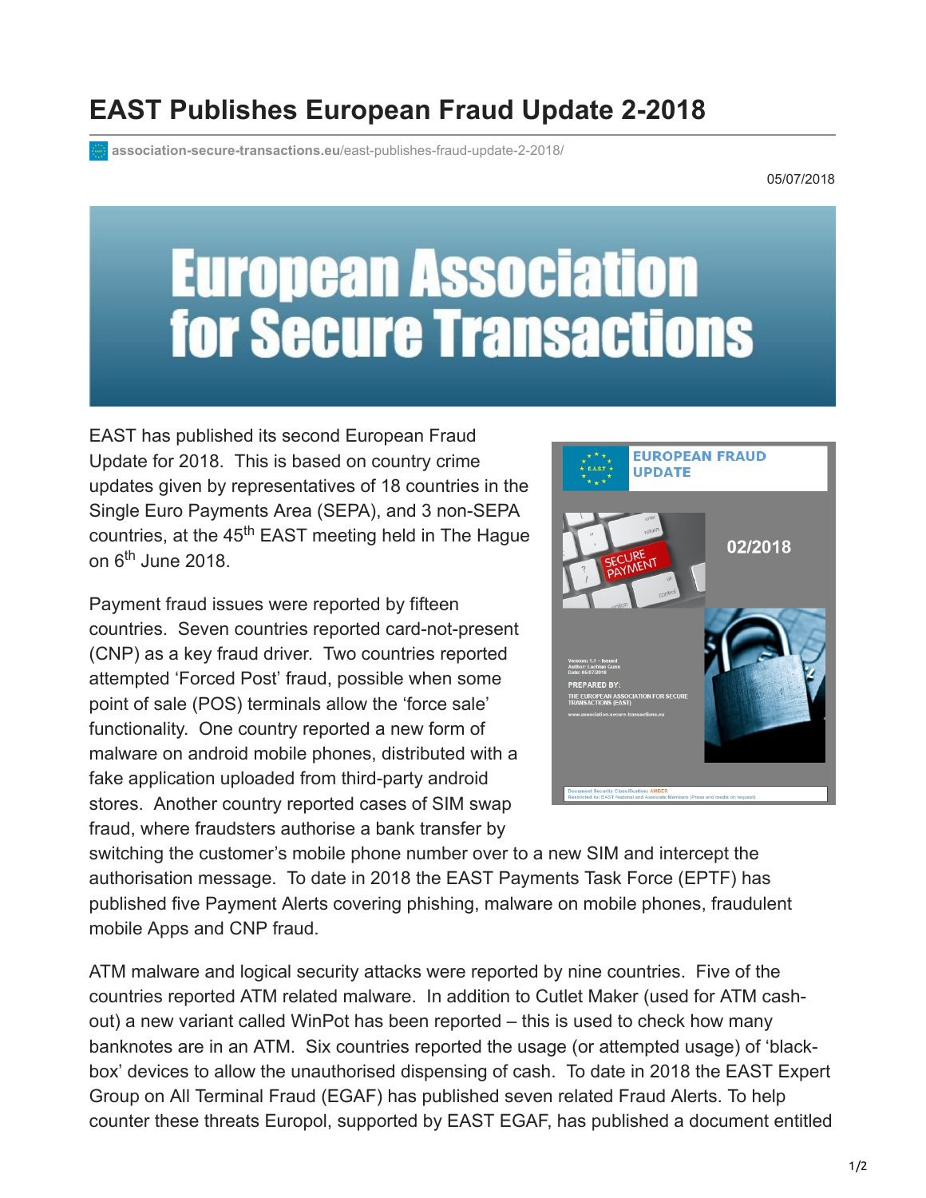# EAST Publishes European Fraud Update 2-2018

association-secure-transactions.eu/east-publishes-fraud-update-2-2018/

05/07/2018

EAST has published its second European Fraud Update for 2018. This is based on country crime updates given by representatives of 18 countries in the Single Euro Payments Area (SEPA), and 3 non-SEPA countries, at the 45th EAST meeting held in The Hague on 6th June 2018.

Payment fraud issues were reported by fifteen countries. Seven countries reported card-not-present (CNP) as a key fraud driver. Two countries reported attempted 'Forced Post' fraud, possible when some point of sale (POS) terminals allow the 'force sale' functionality. One country reported a new form of malware on android mobile phones, distributed with a fake application uploaded from third-party android stores. Another country reported cases of SIM swap fraud, where fraudsters authorise a bank transfer by switching the customer's mobile phone number over to a new SIM and intercept the authorisation message. To date in 2018 the EAST Payments Task Force (EPTF) has published five Payment Alerts covering phishing, malware on mobile phones, fraudulent mobile Apps and CNP fraud.

ATM malware and logical security attacks were reported by nine countries. Five of the countries reported ATM related malware. In addition to Cutlet Maker (used for ATM cash-out) a new variant called WinPot has been reported – this is used to check how many banknotes are in an ATM. Six countries reported the usage (or attempted usage) of 'black-box' devices to allow the unauthorised dispensing of cash. To date in 2018 the EAST Expert Group on All Terminal Fraud (EGAF) has published seven related Fraud Alerts. To help counter these threats Europol, supported by EAST EGAF, has published a document entitled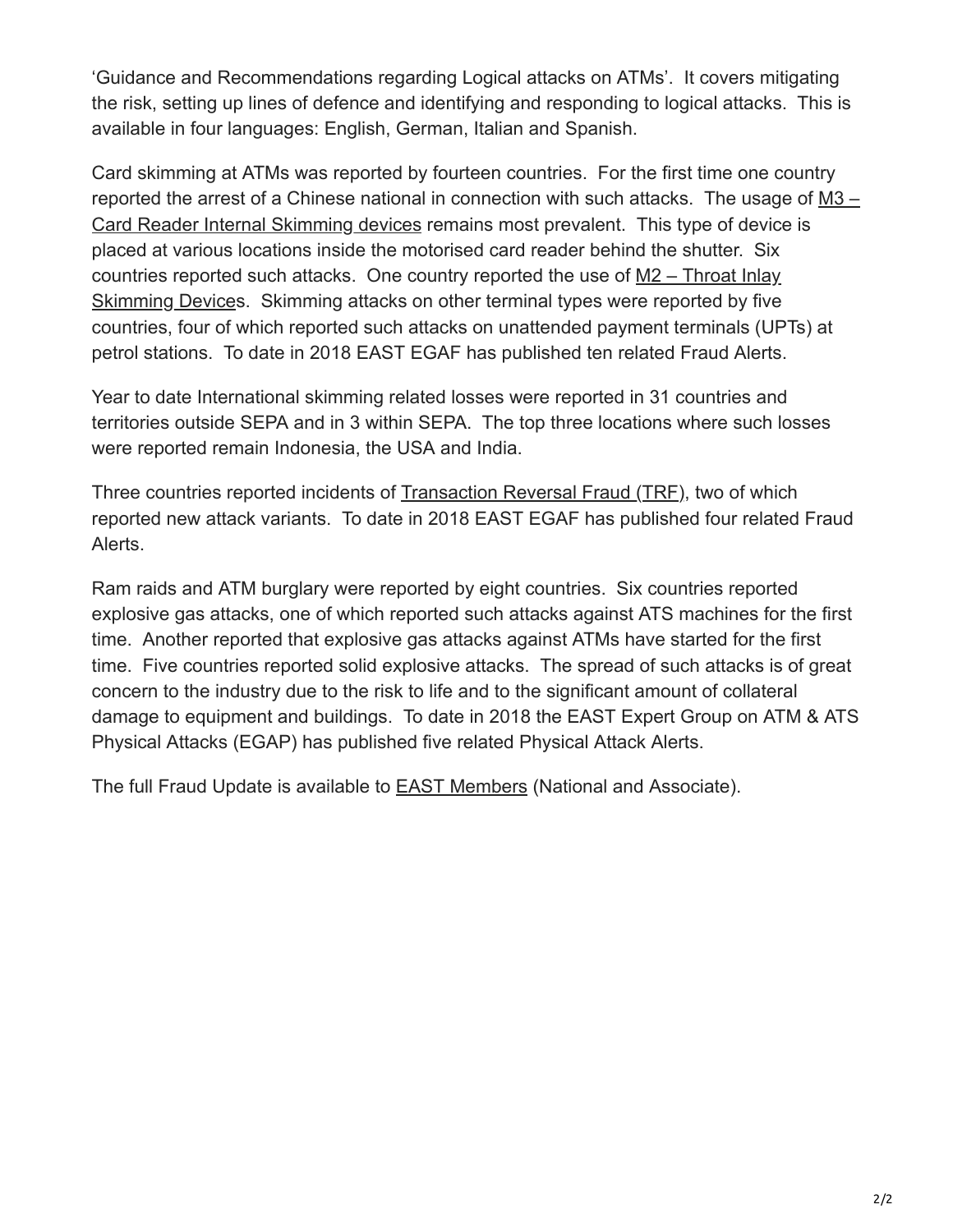'Guidance and Recommendations regarding Logical attacks on ATMs'. It covers mitigating the risk, setting up lines of defence and identifying and responding to logical attacks. This is available in four languages: English, German, Italian and Spanish.

Card skimming at ATMs was reported by fourteen countries. For the first time one country reported the arrest of a Chinese national in connection with such attacks. The usage of M3 – Card Reader Internal Skimming devices remains most prevalent. This type of device is placed at various locations inside the motorised card reader behind the shutter. Six countries reported such attacks. One country reported the use of M2 – Throat Inlay Skimming Devices. Skimming attacks on other terminal types were reported by five countries, four of which reported such attacks on unattended payment terminals (UPTs) at petrol stations. To date in 2018 EAST EGAF has published ten related Fraud Alerts.

Year to date International skimming related losses were reported in 31 countries and territories outside SEPA and in 3 within SEPA. The top three locations where such losses were reported remain Indonesia, the USA and India.

Three countries reported incidents of Transaction Reversal Fraud (TRF), two of which reported new attack variants. To date in 2018 EAST EGAF has published four related Fraud Alerts.

Ram raids and ATM burglary were reported by eight countries. Six countries reported explosive gas attacks, one of which reported such attacks against ATS machines for the first time. Another reported that explosive gas attacks against ATMs have started for the first time. Five countries reported solid explosive attacks. The spread of such attacks is of great concern to the industry due to the risk to life and to the significant amount of collateral damage to equipment and buildings. To date in 2018 the EAST Expert Group on ATM & ATS Physical Attacks (EGAP) has published five related Physical Attack Alerts.

The full Fraud Update is available to EAST Members (National and Associate).